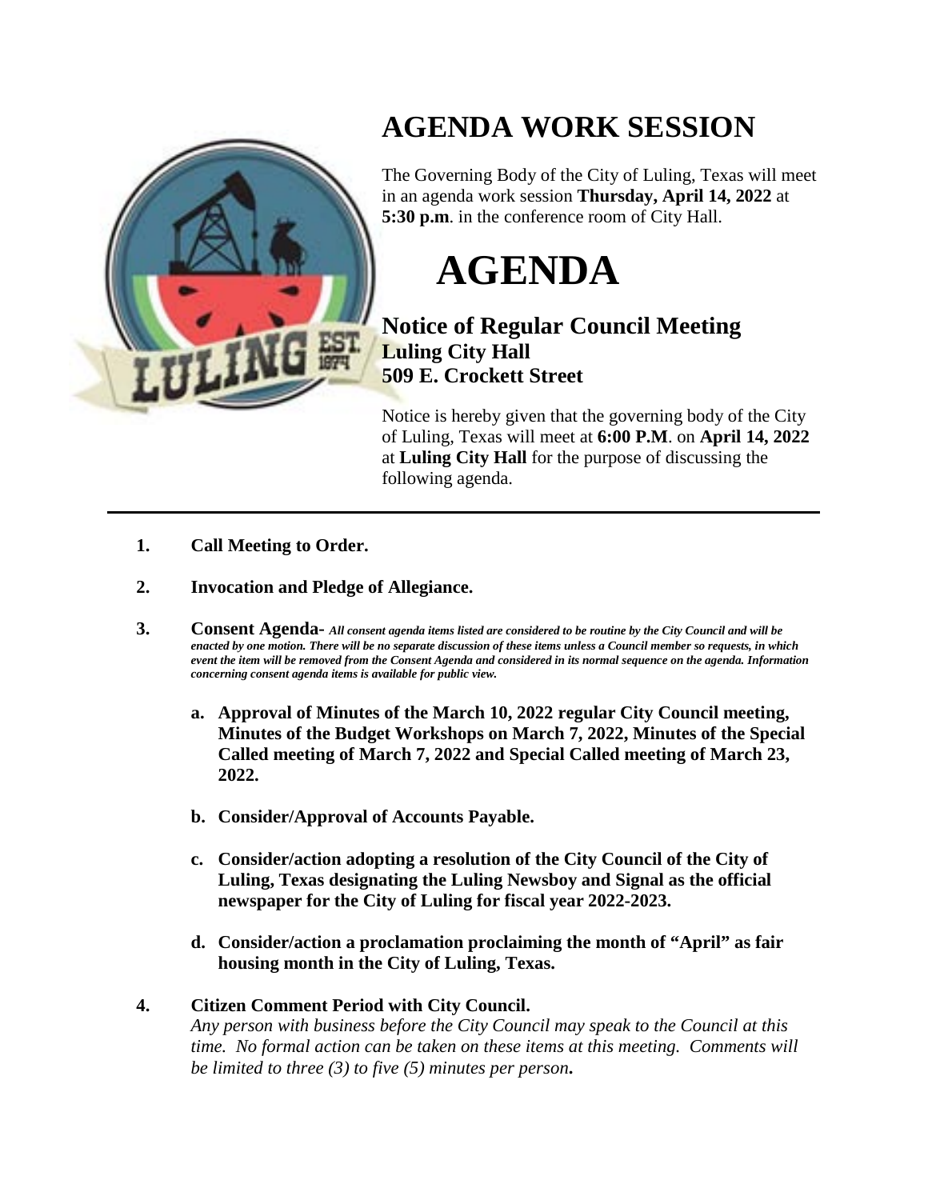# AGENDA WORK SESSION

The Governing Body of the City of Luling, Texas will meet in an agenda work session **Thursday, April 14, 2022** at **5:30 p.m**. in the conference room of City Hall.

# AGENDA

## Notice of Regular Council Meeting
### Luling City Hall
### 509 E. Crockett Street

Notice is hereby given that the governing body of the City of Luling, Texas will meet at **6:00 P.M**. on **April 14, 2022** at **Luling City Hall** for the purpose of discussing the following agenda.

---

1. **Call Meeting to Order.**

2. **Invocation and Pledge of Allegiance.**

3. **Consent Agenda-** ***All consent agenda items listed are considered to be routine by the City Council and will be enacted by one motion. There will be no separate discussion of these items unless a Council member so requests, in which event the item will be removed from the Consent Agenda and considered in its normal sequence on the agenda. Information concerning consent agenda items is available for public view.***

   a. **Approval of Minutes of the March 10, 2022 regular City Council meeting, Minutes of the Budget Workshops on March 7, 2022, Minutes of the Special Called meeting of March 7, 2022 and Special Called meeting of March 23, 2022.**

   b. **Consider/Approval of Accounts Payable.**

   c. **Consider/action adopting a resolution of the City Council of the City of Luling, Texas designating the Luling Newsboy and Signal as the official newspaper for the City of Luling for fiscal year 2022-2023.**

   d. **Consider/action a proclamation proclaiming the month of "April" as fair housing month in the City of Luling, Texas.**

4. **Citizen Comment Period with City Council.**
   *Any person with business before the City Council may speak to the Council at this time. No formal action can be taken on these items at this meeting. Comments will be limited to three (3) to five (5) minutes per person.*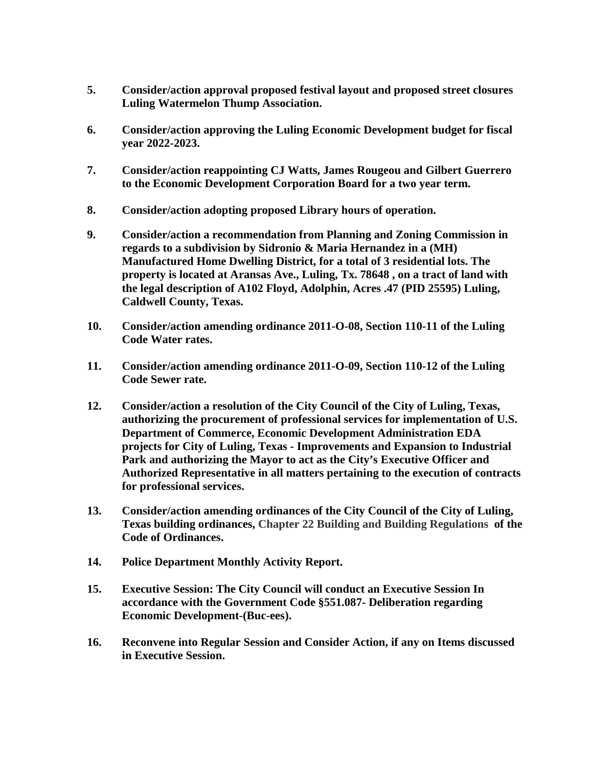5. **Consider/action approval proposed festival layout and proposed street closures Luling Watermelon Thump Association.**

6. **Consider/action approving the Luling Economic Development budget for fiscal year 2022-2023.**

7. **Consider/action reappointing CJ Watts, James Rougeou and Gilbert Guerrero to the Economic Development Corporation Board for a two year term.**

8. **Consider/action adopting proposed Library hours of operation.**

9. **Consider/action a recommendation from Planning and Zoning Commission in regards to a subdivision by Sidronio & Maria Hernandez in a (MH) Manufactured Home Dwelling District, for a total of 3 residential lots. The property is located at Aransas Ave., Luling, Tx. 78648 , on a tract of land with the legal description of A102 Floyd, Adolphin, Acres .47 (PID 25595) Luling, Caldwell County, Texas.**

10. **Consider/action amending ordinance 2011-O-08, Section 110-11 of the Luling Code Water rates.**

11. **Consider/action amending ordinance 2011-O-09, Section 110-12 of the Luling Code Sewer rate.**

12. **Consider/action a resolution of the City Council of the City of Luling, Texas, authorizing the procurement of professional services for implementation of U.S. Department of Commerce, Economic Development Administration EDA projects for City of Luling, Texas - Improvements and Expansion to Industrial Park and authorizing the Mayor to act as the City's Executive Officer and Authorized Representative in all matters pertaining to the execution of contracts for professional services.**

13. **Consider/action amending ordinances of the City Council of the City of Luling, Texas building ordinances, Chapter 22 Building and Building Regulations of the Code of Ordinances.**

14. **Police Department Monthly Activity Report.**

15. **Executive Session: The City Council will conduct an Executive Session In accordance with the Government Code §551.087- Deliberation regarding Economic Development-(Buc-ees).**

16. **Reconvene into Regular Session and Consider Action, if any on Items discussed in Executive Session.**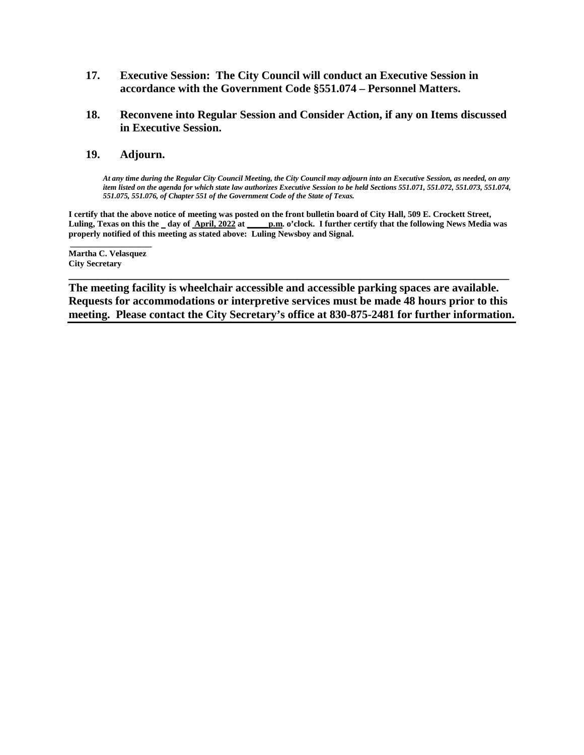**17. Executive Session: The City Council will conduct an Executive Session in accordance with the Government Code §551.074 – Personnel Matters.**

**18. Reconvene into Regular Session and Consider Action, if any on Items discussed in Executive Session.**

**19. Adjourn.**

***At any time during the Regular City Council Meeting, the City Council may adjourn into an Executive Session, as needed, on any item listed on the agenda for which state law authorizes Executive Session to be held Sections 551.071, 551.072, 551.073, 551.074, 551.075, 551.076, of Chapter 551 of the Government Code of the State of Texas.***

**I certify that the above notice of meeting was posted on the front bulletin board of City Hall, 509 E. Crockett Street, Luling, Texas on this the _ day of April, 2022 at _____p.m. o'clock. I further certify that the following News Media was properly notified of this meeting as stated above: Luling Newsboy and Signal.**

**__________________**
**Martha C. Velasquez**
**City Secretary**

---

**The meeting facility is wheelchair accessible and accessible parking spaces are available. Requests for accommodations or interpretive services must be made 48 hours prior to this meeting. Please contact the City Secretary's office at 830-875-2481 for further information.**